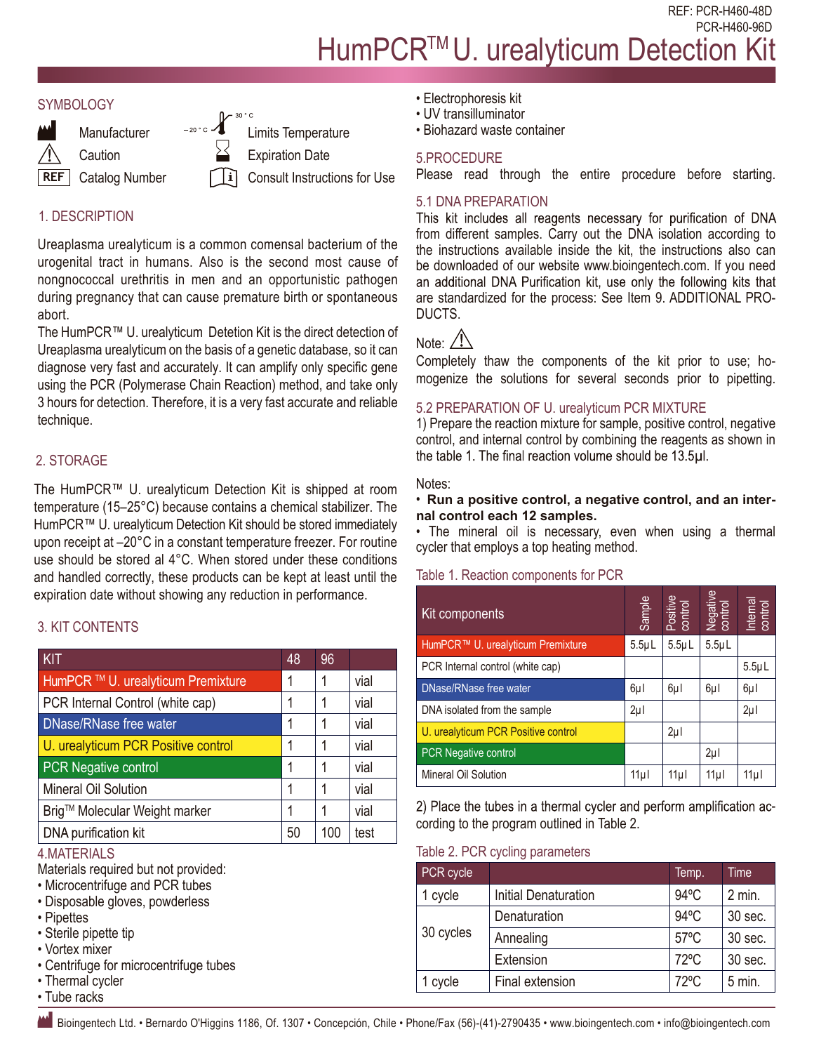REF: PCR-H460-48D
PCR-H460-96D

# HumPCR™ U. urealyticum Detection Kit

## SYMBOLOGY

| Symbol | Meaning | Symbol | Meaning |
|---|---|---|---|
| | Manufacturer | −20 °C / 30 °C | Limits Temperature |
| ⚠ | Caution | | Expiration Date |
| REF | Catalog Number | i | Consult Instructions for Use |

## 1. DESCRIPTION

Ureaplasma urealyticum is a common comensal bacterium of the urogenital tract in humans. Also is the second most cause of nongnococcal urethritis in men and an opportunistic pathogen during pregnancy that can cause premature birth or spontaneous abort.

The HumPCR™ U. urealyticum Detetion Kit is the direct detection of Ureaplasma urealyticum on the basis of a genetic database, so it can diagnose very fast and accurately. It can amplify only specific gene using the PCR (Polymerase Chain Reaction) method, and take only 3 hours for detection. Therefore, it is a very fast accurate and reliable technique.

## 2. STORAGE

The HumPCR™ U. urealyticum Detection Kit is shipped at room temperature (15–25°C) because contains a chemical stabilizer. The HumPCR™ U. urealyticum Detection Kit should be stored immediately upon receipt at –20°C in a constant temperature freezer. For routine use should be stored al 4°C. When stored under these conditions and handled correctly, these products can be kept at least until the expiration date without showing any reduction in performance.

## 3. KIT CONTENTS

| KIT | 48 | 96 | |
|---|---|---|---|
| HumPCR ™ U. urealyticum Premixture | 1 | 1 | vial |
| PCR Internal Control (white cap) | 1 | 1 | vial |
| DNase/RNase free water | 1 | 1 | vial |
| U. urealyticum PCR Positive control | 1 | 1 | vial |
| PCR Negative control | 1 | 1 | vial |
| Mineral Oil Solution | 1 | 1 | vial |
| Brig™ Molecular Weight marker | 1 | 1 | vial |
| DNA purification kit | 50 | 100 | test |

## 4.MATERIALS

Materials required but not provided:

- Microcentrifuge and PCR tubes
- Disposable gloves, powderless
- Pipettes
- Sterile pipette tip
- Vortex mixer
- Centrifuge for microcentrifuge tubes
- Thermal cycler
- Tube racks
- Electrophoresis kit
- UV transilluminator
- Biohazard waste container

## 5.PROCEDURE

Please read through the entire procedure before starting.

### 5.1 DNA PREPARATION

This kit includes all reagents necessary for purification of DNA from different samples. Carry out the DNA isolation according to the instructions available inside the kit, the instructions also can be downloaded of our website www.bioingentech.com. If you need an additional DNA Purification kit, use only the following kits that are standardized for the process: See Item 9. ADDITIONAL PRODUCTS.

Note: ⚠

Completely thaw the components of the kit prior to use; homogenize the solutions for several seconds prior to pipetting.

### 5.2 PREPARATION OF U. urealyticum PCR MIXTURE

1) Prepare the reaction mixture for sample, positive control, negative control, and internal control by combining the reagents as shown in the table 1. The final reaction volume should be 13.5µl.

Notes:

- **Run a positive control, a negative control, and an internal control each 12 samples.**
- The mineral oil is necessary, even when using a thermal cycler that employs a top heating method.

Table 1. Reaction components for PCR

| Kit components | Sample | Positive control | Negative control | Internal control |
|---|---|---|---|---|
| HumPCR™ U. urealyticum Premixture | 5.5µL | 5.5µL | 5.5µL | |
| PCR Internal control (white cap) | | | | 5.5µL |
| DNase/RNase free water | 6µl | 6µl | 6µl | 6µl |
| DNA isolated from the sample | 2µl | | | 2µl |
| U. urealyticum PCR Positive control | | 2µl | | |
| PCR Negative control | | | 2µl | |
| Mineral Oil Solution | 11µl | 11µl | 11µl | 11µl |

2) Place the tubes in a thermal cycler and perform amplification according to the program outlined in Table 2.

Table 2. PCR cycling parameters

| PCR cycle | | Temp. | Time |
|---|---|---|---|
| 1 cycle | Initial Denaturation | 94ºC | 2 min. |
| 30 cycles | Denaturation | 94ºC | 30 sec. |
| | Annealing | 57ºC | 30 sec. |
| | Extension | 72ºC | 30 sec. |
| 1 cycle | Final extension | 72ºC | 5 min. |

Bioingentech Ltd. • Bernardo O'Higgins 1186, Of. 1307 • Concepción, Chile • Phone/Fax (56)-(41)-2790435 • www.bioingentech.com • info@bioingentech.com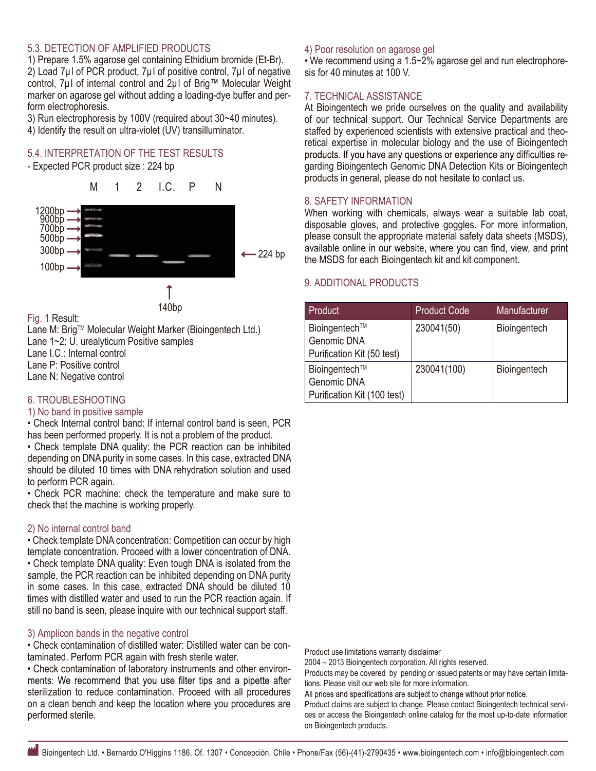## 5.3. DETECTION OF AMPLIFIED PRODUCTS

1) Prepare 1.5% agarose gel containing Ethidium bromide (Et-Br).
2) Load 7µl of PCR product, 7µl of positive control, 7µl of negative control, 7µl of internal control and 2µl of Brig™ Molecular Weight marker on agarose gel without adding a loading-dye buffer and perform electrophoresis.
3) Run electrophoresis by 100V (required about 30~40 minutes).
4) Identify the result on ultra-violet (UV) transilluminator.

## 5.4. INTERPRETATION OF THE TEST RESULTS

- Expected PCR product size : 224 bp

M 1 2 I.C. P N

1200bp
900bp
700bp
500bp
300bp
100bp

224 bp

140bp

Fig. 1 Result:
Lane M: Brig™ Molecular Weight Marker (Bioingentech Ltd.)
Lane 1~2: U. urealyticum Positive samples
Lane I.C.: Internal control
Lane P: Positive control
Lane N: Negative control

## 6. TROUBLESHOOTING

### 1) No band in positive sample

- Check Internal control band: If internal control band is seen, PCR has been performed properly. It is not a problem of the product.
- Check template DNA quality: the PCR reaction can be inhibited depending on DNA purity in some cases. In this case, extracted DNA should be diluted 10 times with DNA rehydration solution and used to perform PCR again.
- Check PCR machine: check the temperature and make sure to check that the machine is working properly.

### 2) No internal control band

- Check template DNA concentration: Competition can occur by high template concentration. Proceed with a lower concentration of DNA.
- Check template DNA quality: Even tough DNA is isolated from the sample, the PCR reaction can be inhibited depending on DNA purity in some cases. In this case, extracted DNA should be diluted 10 times with distilled water and used to run the PCR reaction again. If still no band is seen, please inquire with our technical support staff.

### 3) Amplicon bands in the negative control

- Check contamination of distilled water: Distilled water can be contaminated. Perform PCR again with fresh sterile water.
- Check contamination of laboratory instruments and other environments: We recommend that you use filter tips and a pipette after sterilization to reduce contamination. Proceed with all procedures on a clean bench and keep the location where you procedures are performed sterile.

### 4) Poor resolution on agarose gel

- We recommend using a 1.5~2% agarose gel and run electrophoresis for 40 minutes at 100 V.

## 7. TECHNICAL ASSISTANCE

At Bioingentech we pride ourselves on the quality and availability of our technical support. Our Technical Service Departments are staffed by experienced scientists with extensive practical and theoretical expertise in molecular biology and the use of Bioingentech products. If you have any questions or experience any difficulties regarding Bioingentech Genomic DNA Detection Kits or Bioingentech products in general, please do not hesitate to contact us.

## 8. SAFETY INFORMATION

When working with chemicals, always wear a suitable lab coat, disposable gloves, and protective goggles. For more information, please consult the appropriate material safety data sheets (MSDS), available online in our website, where you can find, view, and print the MSDS for each Bioingentech kit and kit component.

## 9. ADDITIONAL PRODUCTS

| Product | Product Code | Manufacturer |
|---|---|---|
| Bioingentech™ Genomic DNA Purification Kit (50 test) | 230041(50) | Bioingentech |
| Bioingentech™ Genomic DNA Purification Kit (100 test) | 230041(100) | Bioingentech |

Product use limitations warranty disclaimer
2004 – 2013 Bioingentech corporation. All rights reserved.
Products may be covered by pending or issued patents or may have certain limitations. Please visit our web site for more information.
All prices and specifications are subject to change without prior notice.
Product claims are subject to change. Please contact Bioingentech technical services or access the Bioingentech online catalog for the most up-to-date information on Bioingentech products.

Bioingentech Ltd. • Bernardo O'Higgins 1186, Of. 1307 • Concepción, Chile • Phone/Fax (56)-(41)-2790435 • www.bioingentech.com • info@bioingentech.com